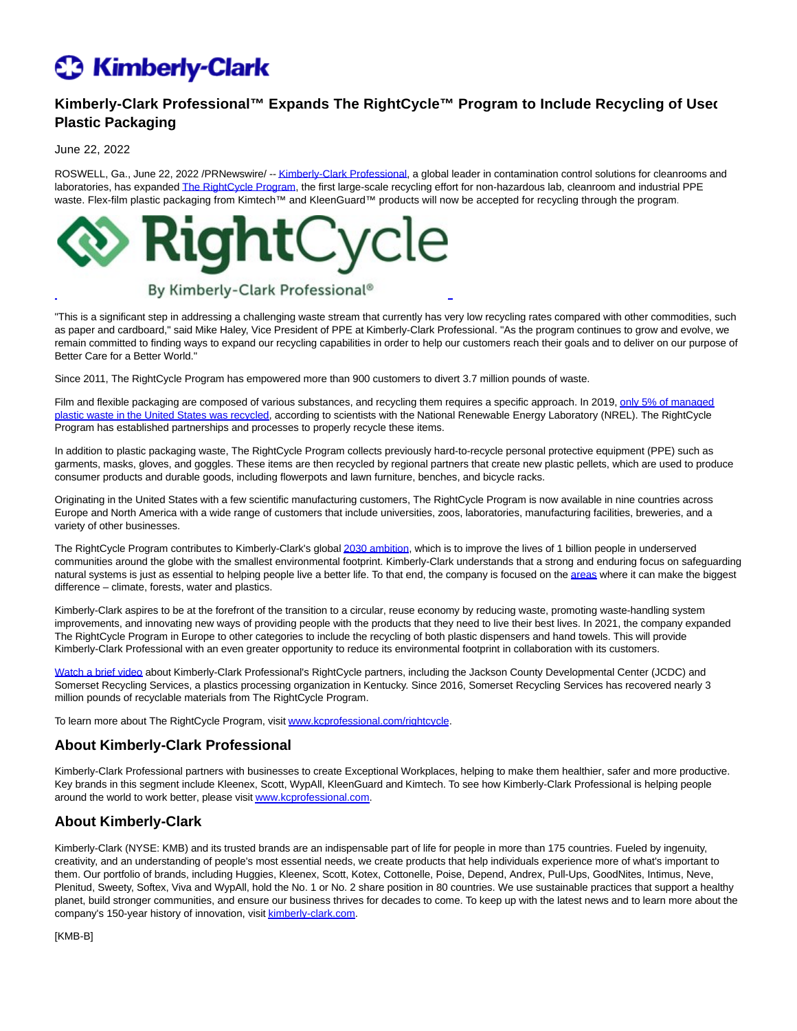# Kimberly-Clark Professional™ Expands The RightCycle™ Program to Include Recycling of Used Plastic Packaging

June 22, 2022

ROSWELL, Ga., June 22, 2022 /PRNewswire/ -- Kimberly-Clark Professional, a global leader in contamination control solutions for cleanrooms and laboratories, has expanded The RightCycle Program, the first large-scale recycling effort for non-hazardous lab, cleanroom and industrial PPE waste. Flex-film plastic packaging from Kimtech™ and KleenGuard™ products will now be accepted for recycling through the program.

"This is a significant step in addressing a challenging waste stream that currently has very low recycling rates compared with other commodities, such as paper and cardboard," said Mike Haley, Vice President of PPE at Kimberly-Clark Professional. "As the program continues to grow and evolve, we remain committed to finding ways to expand our recycling capabilities in order to help our customers reach their goals and to deliver on our purpose of Better Care for a Better World."

Since 2011, The RightCycle Program has empowered more than 900 customers to divert 3.7 million pounds of waste.

Film and flexible packaging are composed of various substances, and recycling them requires a specific approach. In 2019, only 5% of managed plastic waste in the United States was recycled, according to scientists with the National Renewable Energy Laboratory (NREL). The RightCycle Program has established partnerships and processes to properly recycle these items.

In addition to plastic packaging waste, The RightCycle Program collects previously hard-to-recycle personal protective equipment (PPE) such as garments, masks, gloves, and goggles. These items are then recycled by regional partners that create new plastic pellets, which are used to produce consumer products and durable goods, including flowerpots and lawn furniture, benches, and bicycle racks.

Originating in the United States with a few scientific manufacturing customers, The RightCycle Program is now available in nine countries across Europe and North America with a wide range of customers that include universities, zoos, laboratories, manufacturing facilities, breweries, and a variety of other businesses.

The RightCycle Program contributes to Kimberly-Clark's global 2030 ambition, which is to improve the lives of 1 billion people in underserved communities around the globe with the smallest environmental footprint. Kimberly-Clark understands that a strong and enduring focus on safeguarding natural systems is just as essential to helping people live a better life. To that end, the company is focused on the areas where it can make the biggest difference – climate, forests, water and plastics.

Kimberly-Clark aspires to be at the forefront of the transition to a circular, reuse economy by reducing waste, promoting waste-handling system improvements, and innovating new ways of providing people with the products that they need to live their best lives. In 2021, the company expanded The RightCycle Program in Europe to other categories to include the recycling of both plastic dispensers and hand towels. This will provide Kimberly-Clark Professional with an even greater opportunity to reduce its environmental footprint in collaboration with its customers.

Watch a brief video about Kimberly-Clark Professional's RightCycle partners, including the Jackson County Developmental Center (JCDC) and Somerset Recycling Services, a plastics processing organization in Kentucky. Since 2016, Somerset Recycling Services has recovered nearly 3 million pounds of recyclable materials from The RightCycle Program.

To learn more about The RightCycle Program, visit www.kcprofessional.com/rightcycle.

## About Kimberly-Clark Professional

Kimberly-Clark Professional partners with businesses to create Exceptional Workplaces, helping to make them healthier, safer and more productive. Key brands in this segment include Kleenex, Scott, WypAll, KleenGuard and Kimtech. To see how Kimberly-Clark Professional is helping people around the world to work better, please visit www.kcprofessional.com.

## About Kimberly-Clark

Kimberly-Clark (NYSE: KMB) and its trusted brands are an indispensable part of life for people in more than 175 countries. Fueled by ingenuity, creativity, and an understanding of people's most essential needs, we create products that help individuals experience more of what's important to them. Our portfolio of brands, including Huggies, Kleenex, Scott, Kotex, Cottonelle, Poise, Depend, Andrex, Pull-Ups, GoodNites, Intimus, Neve, Plenitud, Sweety, Softex, Viva and WypAll, hold the No. 1 or No. 2 share position in 80 countries. We use sustainable practices that support a healthy planet, build stronger communities, and ensure our business thrives for decades to come. To keep up with the latest news and to learn more about the company's 150-year history of innovation, visit kimberly-clark.com.

[KMB-B]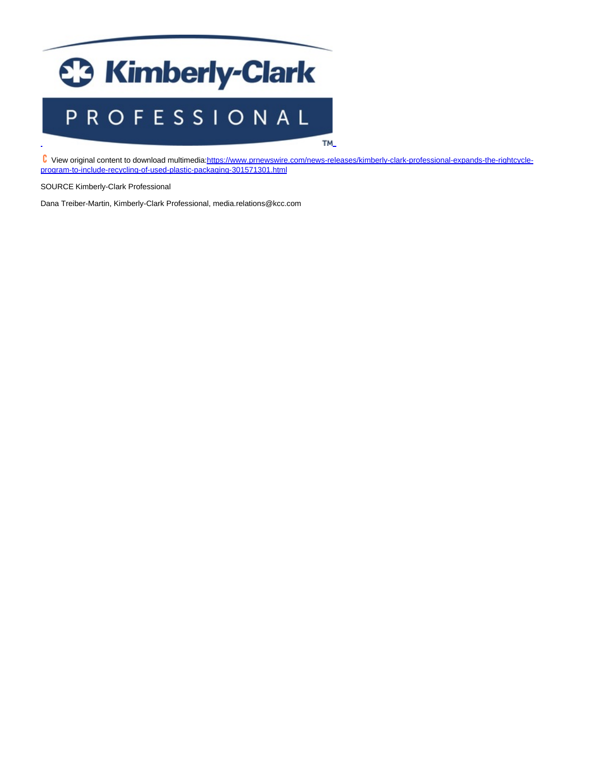View original content to download multimedia:https://www.prnewswire.com/news-releases/kimberly-clark-professional-expands-the-rightcycle-program-to-include-recycling-of-used-plastic-packaging-301571301.html

SOURCE Kimberly-Clark Professional

Dana Treiber-Martin, Kimberly-Clark Professional, media.relations@kcc.com